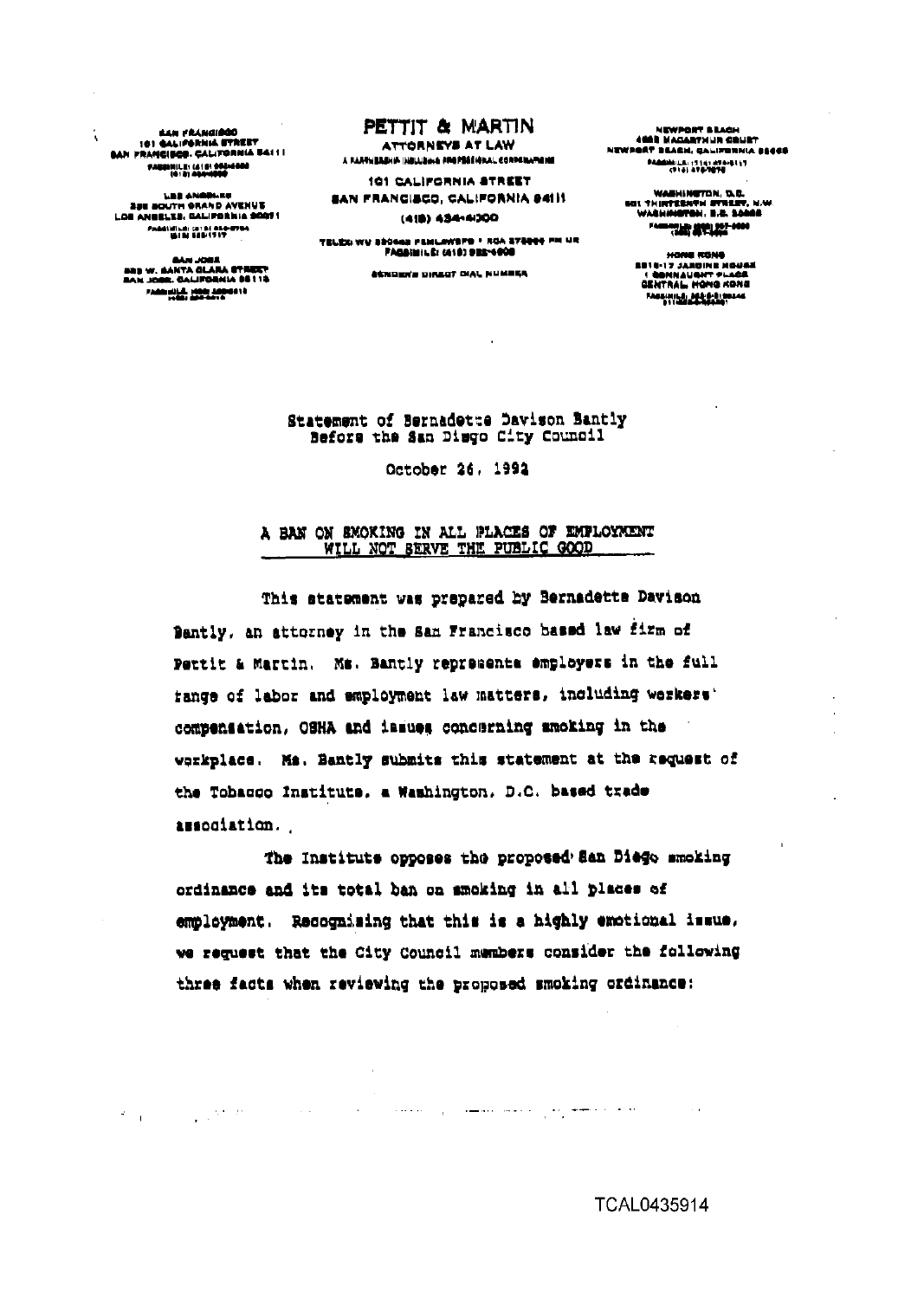SAN FRANCISCO
101 CALIFORNIA STREET
SAN FRANCISCO, CALIFORNIA 94111
FACSIMILE: (415) 986-4686
(415) 434-4000

LOS ANGELES
355 SOUTH GRAND AVENUE
LOS ANGELES, CALIFORNIA 90071
FACSIMILE: (213) 626-8784
(213) 626-1717

SAN JOSE
333 W. SANTA CLARA STREET
SAN JOSE, CALIFORNIA 95113
FACSIMILE: (408) 280-6615
(408) 280-5010

# PETTIT & MARTIN

ATTORNEYS AT LAW

A PARTNERSHIP INCLUDING PROFESSIONAL CORPORATIONS

101 CALIFORNIA STREET
SAN FRANCISCO, CALIFORNIA 94111
(415) 434-4000

TELEX: WU 340066 PEMLAWSFO • RCA 278666 PM UR
FACSIMILE: (415) 982-4608

SENDER'S DIRECT DIAL NUMBER

NEWPORT BEACH
4695 MACARTHUR COURT
NEWPORT BEACH, CALIFORNIA 92660
FACSIMILE: (714) 476-8117
(714) 476-7676

WASHINGTON, D.C.
601 THIRTEENTH STREET, N.W.
WASHINGTON, D.C. 20005
FACSIMILE: (202) 637-3600
(202) 637-1400

HONG KONG
2516-17 JARDINE HOUSE
1 CONNAUGHT PLACE
CENTRAL, HONG KONG
FACSIMILE: 852-5-8108446
011-852-5-8108851

Statement of Bernadette Davison Bantly
Before the San Diego City Council

October 26, 1992

## A BAN ON SMOKING IN ALL PLACES OF EMPLOYMENT WILL NOT SERVE THE PUBLIC GOOD

This statement was prepared by Bernadette Davison Bantly, an attorney in the San Francisco based law firm of Pettit & Martin. Ms. Bantly represents employers in the full range of labor and employment law matters, including workers' compensation, OSHA and issues concerning smoking in the workplace. Ms. Bantly submits this statement at the request of the Tobacco Institute, a Washington, D.C. based trade association.

The Institute opposes the proposed San Diego smoking ordinance and its total ban on smoking in all places of employment. Recognizing that this is a highly emotional issue, we request that the City Council members consider the following three facts when reviewing the proposed smoking ordinance: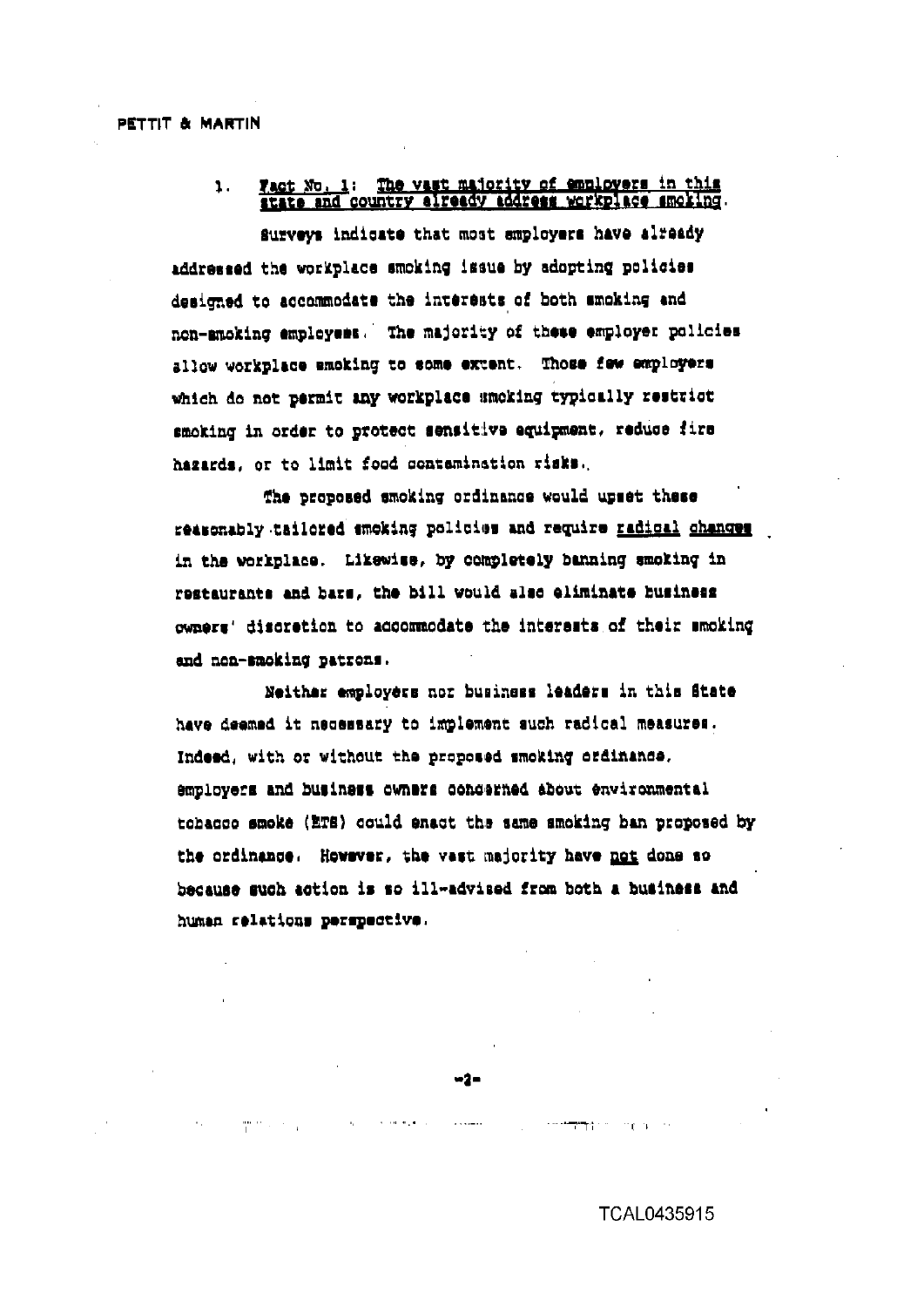1. <u>Fact No. 1: The vast majority of employers in this state and country already address workplace smoking</u>.

Surveys indicate that most employers have already addressed the workplace smoking issue by adopting policies designed to accommodate the interests of both smoking and non-smoking employees. The majority of these employer policies allow workplace smoking to some extent. Those few employers which do not permit any workplace smoking typically restrict smoking in order to protect sensitive equipment, reduce fire hazards, or to limit food contamination risks.

The proposed smoking ordinance would upset these reasonably tailored smoking policies and require <u>radical changes</u> in the workplace. Likewise, by completely banning smoking in restaurants and bars, the bill would also eliminate business owners' discretion to accommodate the interests of their smoking and non-smoking patrons.

Neither employers nor business leaders in this State have deemed it necessary to implement such radical measures. Indeed, with or without the proposed smoking ordinance, employers and business owners concerned about environmental tobacco smoke (ETS) could enact the same smoking ban proposed by the ordinance. However, the vast majority have <u>not</u> done so because such action is so ill-advised from both a business and human relations perspective.

TCAL0435915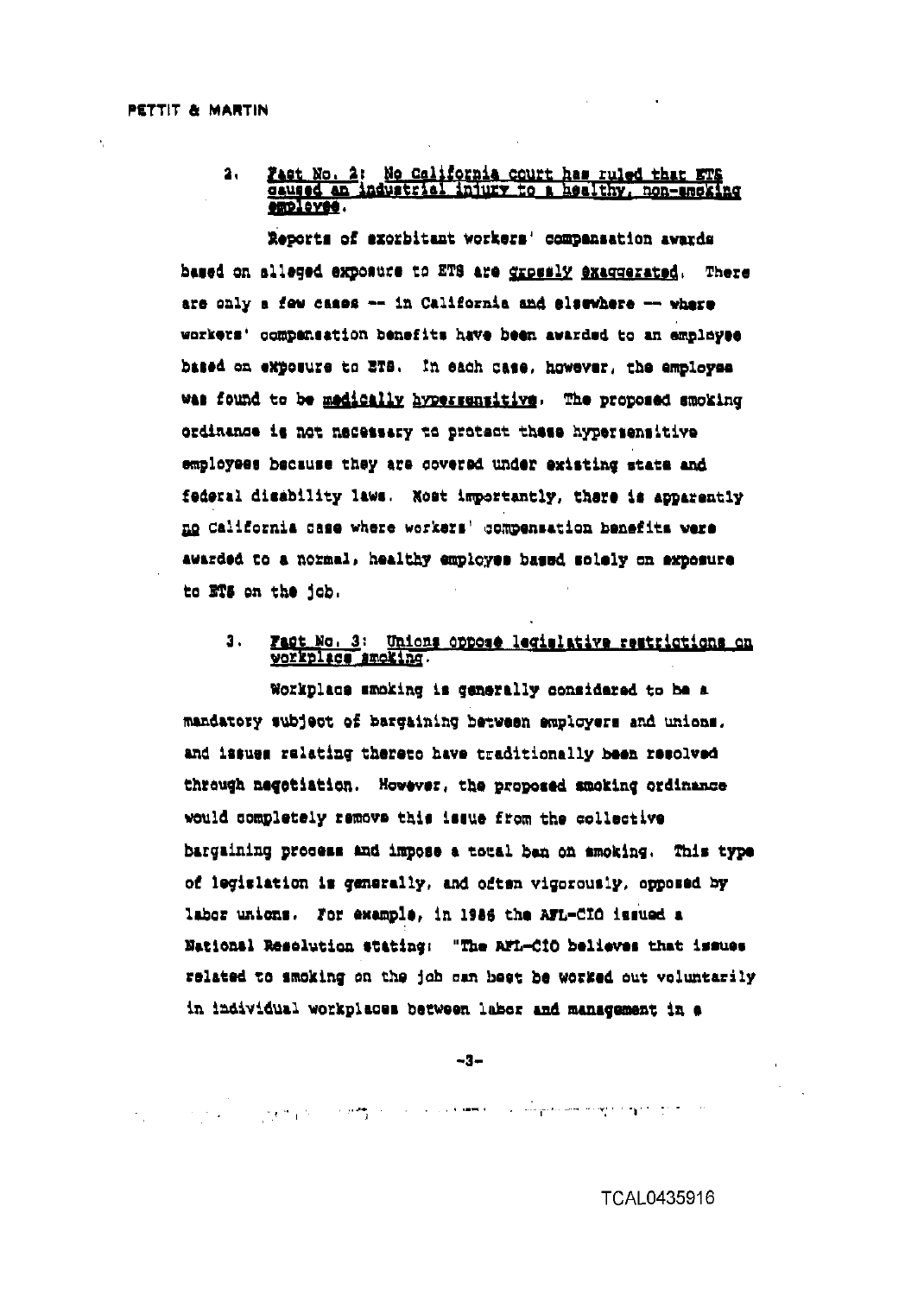2. <u>Fact No. 2: No California court has ruled that ETS caused an industrial injury to a healthy, non-smoking employee.</u>

Reports of exorbitant workers' compensation awards based on alleged exposure to ETS are <u>grossly exaggerated</u>. There are only a few cases -- in California and elsewhere -- where workers' compensation benefits have been awarded to an employee based on exposure to ETS. In each case, however, the employee was found to be <u>medically hypersensitive</u>. The proposed smoking ordinance is not necessary to protect these hypersensitive employees because they are covered under existing state and federal disability laws. Most importantly, there is apparently <u>no</u> California case where workers' compensation benefits were awarded to a normal, healthy employee based solely on exposure to ETS on the job.

3. <u>Fact No. 3: Unions oppose legislative restrictions on workplace smoking.</u>

Workplace smoking is generally considered to be a mandatory subject of bargaining between employers and unions, and issues relating thereto have traditionally been resolved through negotiation. However, the proposed smoking ordinance would completely remove this issue from the collective bargaining process and impose a total ban on smoking. This type of legislation is generally, and often vigorously, opposed by labor unions. For example, in 1986 the AFL-CIO issued a National Resolution stating: "The AFL-CIO believes that issues related to smoking on the job can best be worked out voluntarily in individual workplaces between labor and management in a

TCAL0435916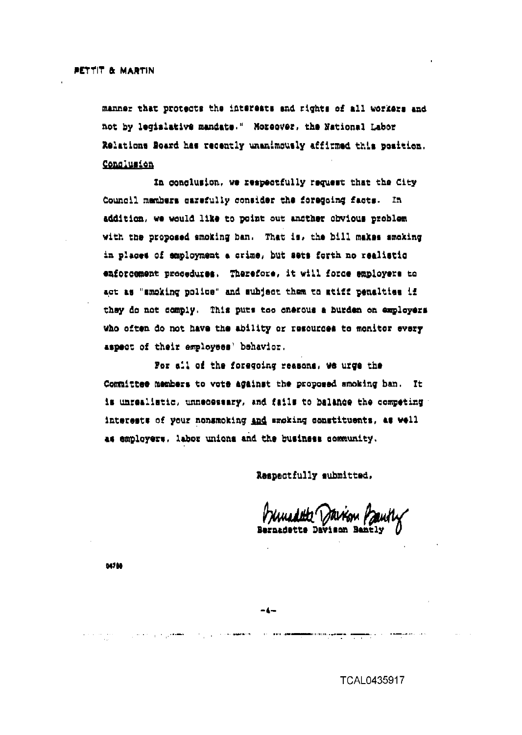manner that protects the interests and rights of all workers and not by legislative mandate." Moreover, the National Labor Relations Board has recently unanimously affirmed this position.

Conclusion

In conclusion, we respectfully request that the City Council members carefully consider the foregoing facts. In addition, we would like to point out another obvious problem with the proposed smoking ban. That is, the bill makes smoking in places of employment a crime, but sets forth no realistic enforcement procedures. Therefore, it will force employers to act as "smoking police" and subject them to stiff penalties if they do not comply. This puts too onerous a burden on employers who often do not have the ability or resources to monitor every aspect of their employees' behavior.

For all of the foregoing reasons, we urge the Committee members to vote against the proposed smoking ban. It is unrealistic, unnecessary, and fails to balance the competing interests of your nonsmoking and smoking constituents, as well as employers, labor unions and the business community.

Respectfully submitted,

Bernadette Davison Bantly

04780

TCAL0435917